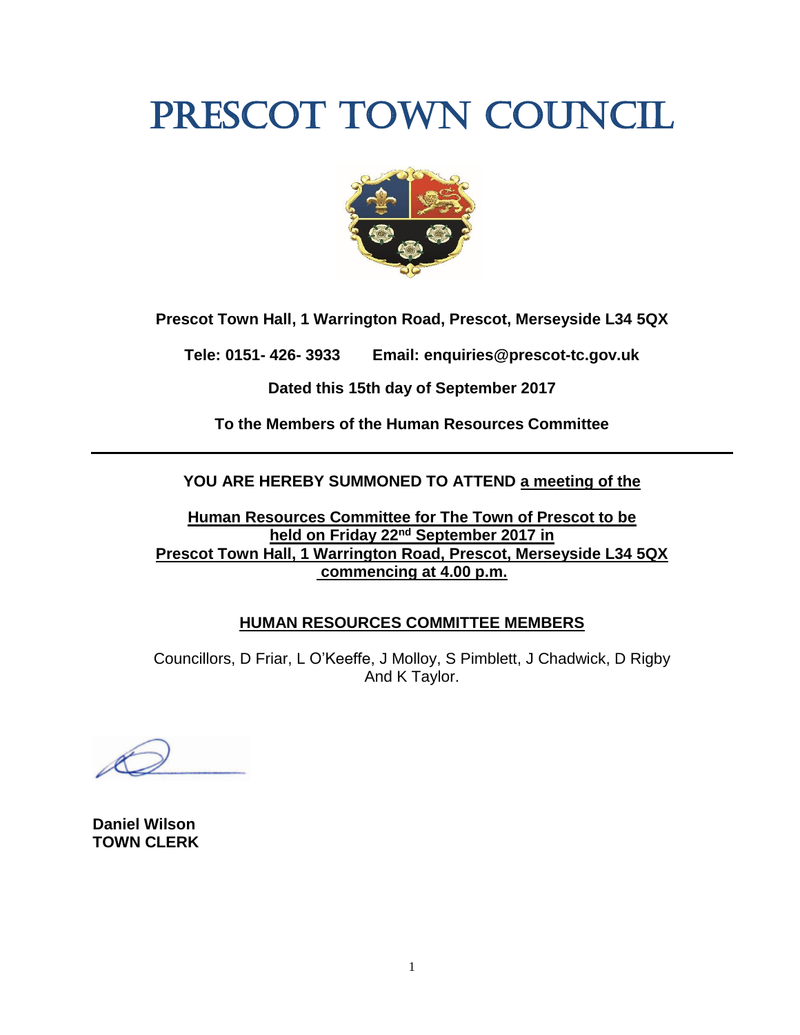# PRESCOT TOWN COUNCIL

**Prescot Town Hall, 1 Warrington Road, Prescot, Merseyside L34 5QX**

**Tele: 0151- 426- 3933 Email: enquiries@prescot-tc.gov.uk**

**Dated this 15th day of September 2017**

**To the Members of the Human Resources Committee**

---

**YOU ARE HEREBY SUMMONED TO ATTEND a meeting of the**

**Human Resources Committee for The Town of Prescot to be held on Friday 22nd September 2017 in Prescot Town Hall, 1 Warrington Road, Prescot, Merseyside L34 5QX commencing at 4.00 p.m.**

## HUMAN RESOURCES COMMITTEE MEMBERS

Councillors, D Friar, L O'Keeffe, J Molloy, S Pimblett, J Chadwick, D Rigby And K Taylor.

**Daniel Wilson**
**TOWN CLERK**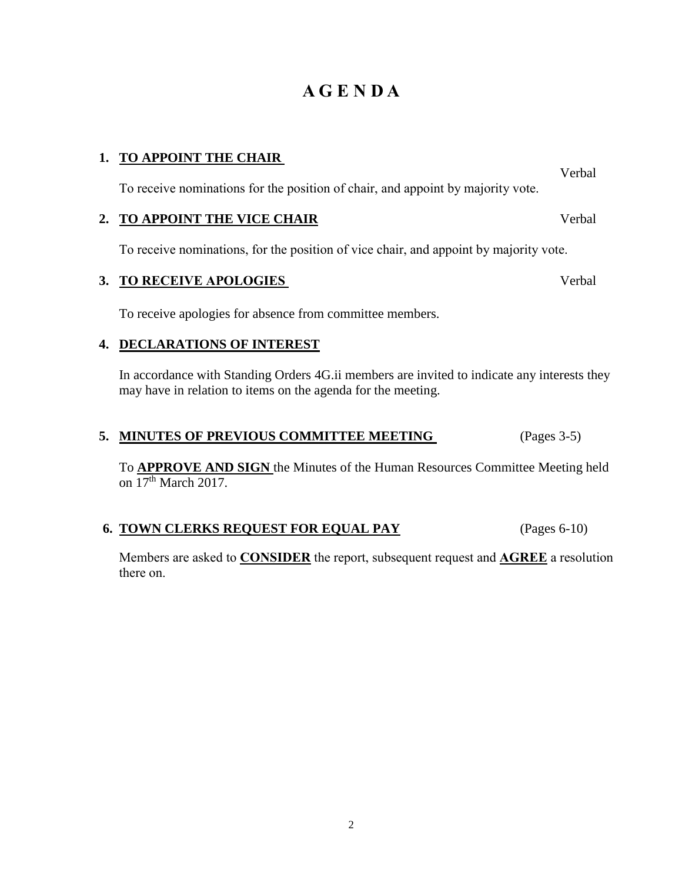# A G E N D A

**1. <u>TO APPOINT THE CHAIR</u>** Verbal

To receive nominations for the position of chair, and appoint by majority vote.

**2. <u>TO APPOINT THE VICE CHAIR</u>** Verbal

To receive nominations, for the position of vice chair, and appoint by majority vote.

**3. <u>TO RECEIVE APOLOGIES</u>** Verbal

To receive apologies for absence from committee members.

**4. <u>DECLARATIONS OF INTEREST</u>**

In accordance with Standing Orders 4G.ii members are invited to indicate any interests they may have in relation to items on the agenda for the meeting.

**5. <u>MINUTES OF PREVIOUS COMMITTEE MEETING</u>** (Pages 3-5)

To **<u>APPROVE AND SIGN</u>** the Minutes of the Human Resources Committee Meeting held on 17th March 2017.

**6. <u>TOWN CLERKS REQUEST FOR EQUAL PAY</u>** (Pages 6-10)

Members are asked to **<u>CONSIDER</u>** the report, subsequent request and **<u>AGREE</u>** a resolution there on.